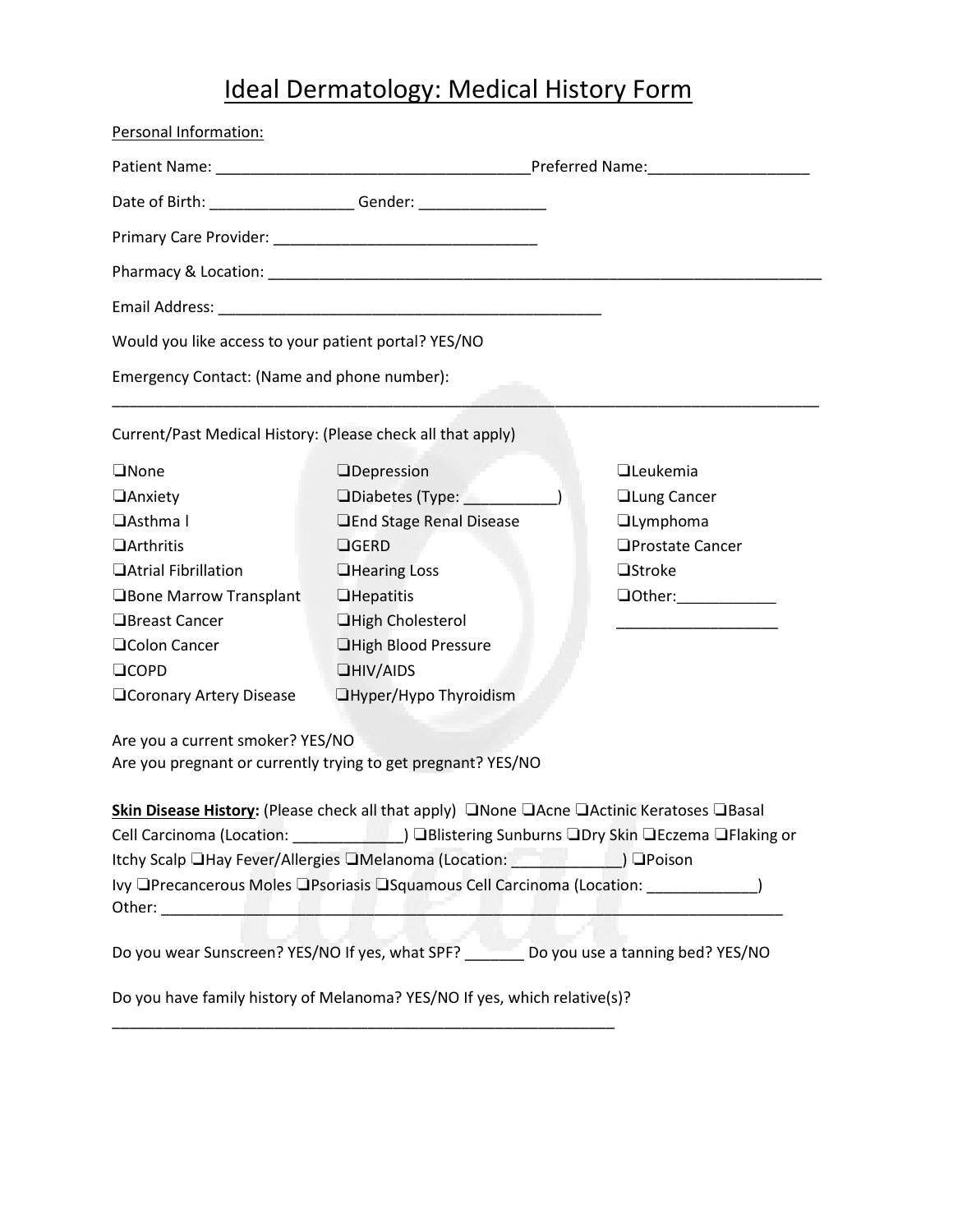# Ideal Dermatology: Medical History Form

Personal Information:

Patient Name: ____________________________________Preferred Name:__________________

Date of Birth: ________________ Gender: ______________

Primary Care Provider: ______________________________

Pharmacy & Location: ________________________________________________________________

Email Address: ____________________________________________

Would you like access to your patient portal? YES/NO

Emergency Contact: (Name and phone number):

_________________________________________________________________________________

Current/Past Medical History: (Please check all that apply)

❑None
❑Anxiety
❑Asthma l
❑Arthritis
❑Atrial Fibrillation
❑Bone Marrow Transplant
❑Breast Cancer
❑Colon Cancer
❑COPD
❑Coronary Artery Disease
❑Depression
❑Diabetes (Type: __________)
❑End Stage Renal Disease
❑GERD
❑Hearing Loss
❑Hepatitis
❑High Cholesterol
❑High Blood Pressure
❑HIV/AIDS
❑Hyper/Hypo Thyroidism
❑Leukemia
❑Lung Cancer
❑Lymphoma
❑Prostate Cancer
❑Stroke
❑Other:___________
__________________

Are you a current smoker? YES/NO
Are you pregnant or currently trying to get pregnant? YES/NO

**Skin Disease History:** (Please check all that apply) ❑None ❑Acne ❑Actinic Keratoses ❑Basal Cell Carcinoma (Location: ____________) ❑Blistering Sunburns ❑Dry Skin ❑Eczema ❑Flaking or Itchy Scalp ❑Hay Fever/Allergies ❑Melanoma (Location: ____________) ❑Poison Ivy ❑Precancerous Moles ❑Psoriasis ❑Squamous Cell Carcinoma (Location: ____________)
Other: ______________________________________________________________________

Do you wear Sunscreen? YES/NO If yes, what SPF? _______ Do you use a tanning bed? YES/NO

Do you have family history of Melanoma? YES/NO If yes, which relative(s)?
__________________________________________________________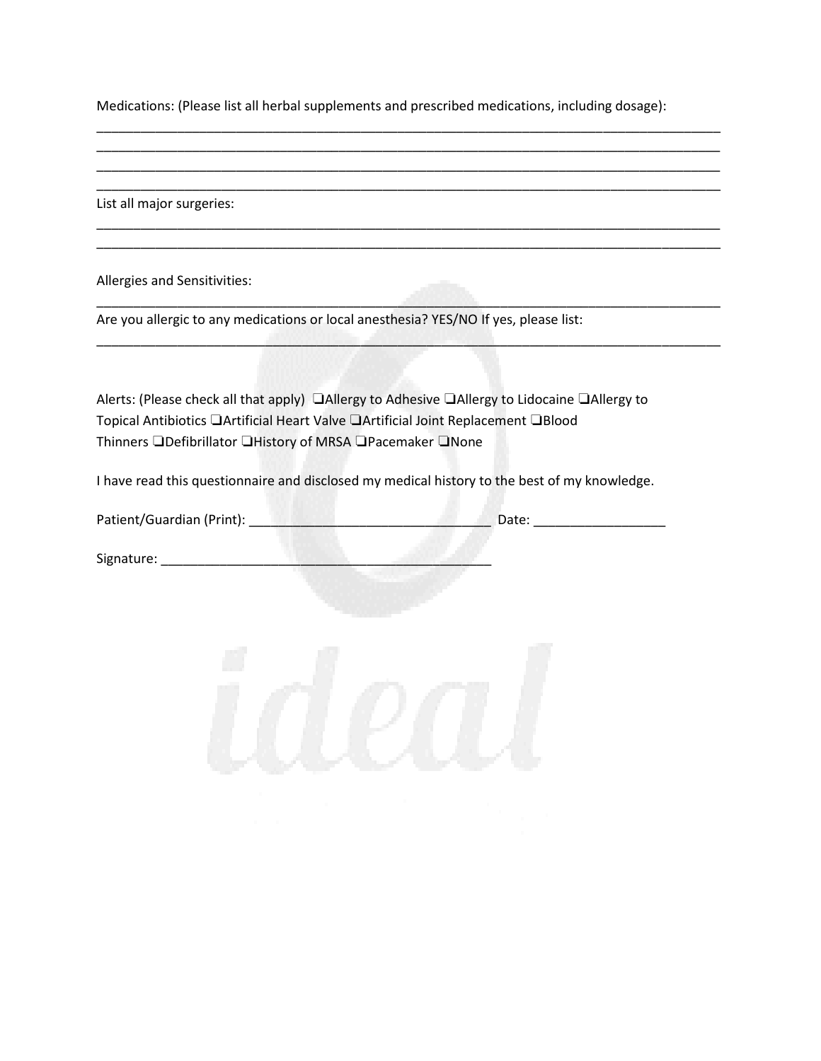Medications: (Please list all herbal supplements and prescribed medications, including dosage):

________________________________________________________________________________________
________________________________________________________________________________________
________________________________________________________________________________________
________________________________________________________________________________________

List all major surgeries:

________________________________________________________________________________________
________________________________________________________________________________________

Allergies and Sensitivities:

________________________________________________________________________________________

Are you allergic to any medications or local anesthesia? YES/NO If yes, please list:

________________________________________________________________________________________

Alerts: (Please check all that apply) ❑Allergy to Adhesive ❑Allergy to Lidocaine ❑Allergy to Topical Antibiotics ❑Artificial Heart Valve ❑Artificial Joint Replacement ❑Blood Thinners ❑Defibrillator ❑History of MRSA ❑Pacemaker ❑None

I have read this questionnaire and disclosed my medical history to the best of my knowledge.

Patient/Guardian (Print): _________________________________ Date: __________________

Signature: _____________________________________________